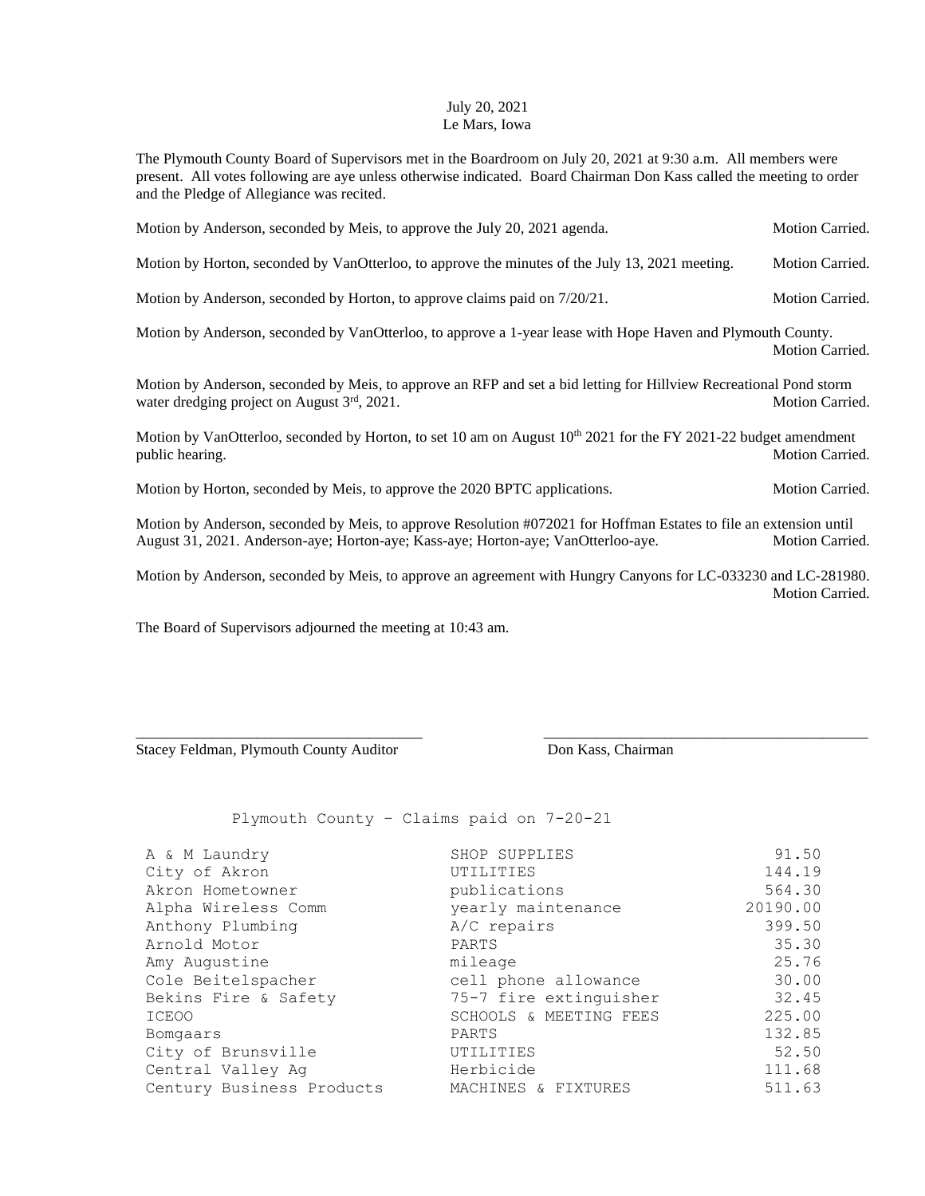July 20, 2021
Le Mars, Iowa

The Plymouth County Board of Supervisors met in the Boardroom on July 20, 2021 at 9:30 a.m. All members were present. All votes following are aye unless otherwise indicated. Board Chairman Don Kass called the meeting to order and the Pledge of Allegiance was recited.

Motion by Anderson, seconded by Meis, to approve the July 20, 2021 agenda. Motion Carried.

Motion by Horton, seconded by VanOtterloo, to approve the minutes of the July 13, 2021 meeting. Motion Carried.

Motion by Anderson, seconded by Horton, to approve claims paid on 7/20/21. Motion Carried.

Motion by Anderson, seconded by VanOtterloo, to approve a 1-year lease with Hope Haven and Plymouth County. Motion Carried.

Motion by Anderson, seconded by Meis, to approve an RFP and set a bid letting for Hillview Recreational Pond storm water dredging project on August 3rd, 2021. Motion Carried.

Motion by VanOtterloo, seconded by Horton, to set 10 am on August 10th 2021 for the FY 2021-22 budget amendment public hearing. Motion Carried.

Motion by Horton, seconded by Meis, to approve the 2020 BPTC applications. Motion Carried.

Motion by Anderson, seconded by Meis, to approve Resolution #072021 for Hoffman Estates to file an extension until August 31, 2021. Anderson-aye; Horton-aye; Kass-aye; Horton-aye; VanOtterloo-aye. Motion Carried.

Motion by Anderson, seconded by Meis, to approve an agreement with Hungry Canyons for LC-033230 and LC-281980. Motion Carried.

The Board of Supervisors adjourned the meeting at 10:43 am.

\_\_\_\_\_\_\_\_\_\_\_\_\_\_\_\_\_\_\_\_\_\_\_\_\_\_\_\_\_\_\_\_\_\_\_\_
Stacey Feldman, Plymouth County Auditor

\_\_\_\_\_\_\_\_\_\_\_\_\_\_\_\_\_\_\_\_\_\_\_\_\_\_\_\_\_\_\_\_\_\_\_\_
Don Kass, Chairman

Plymouth County – Claims paid on 7-20-21

| | | |
|---|---|---|
| A & M Laundry | SHOP SUPPLIES | 91.50 |
| City of Akron | UTILITIES | 144.19 |
| Akron Hometowner | publications | 564.30 |
| Alpha Wireless Comm | yearly maintenance | 20190.00 |
| Anthony Plumbing | A/C repairs | 399.50 |
| Arnold Motor | PARTS | 35.30 |
| Amy Augustine | mileage | 25.76 |
| Cole Beitelspacher | cell phone allowance | 30.00 |
| Bekins Fire & Safety | 75-7 fire extinguisher | 32.45 |
| ICEOO | SCHOOLS & MEETING FEES | 225.00 |
| Bomgaars | PARTS | 132.85 |
| City of Brunsville | UTILITIES | 52.50 |
| Central Valley Ag | Herbicide | 111.68 |
| Century Business Products | MACHINES & FIXTURES | 511.63 |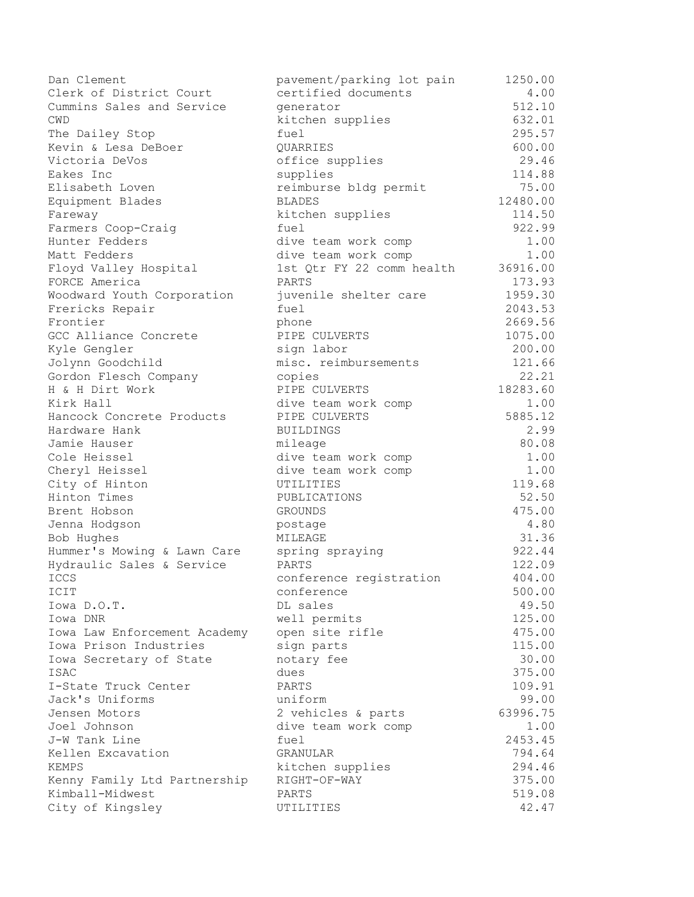| | | |
|---|---|---:|
| Dan Clement | pavement/parking lot pain | 1250.00 |
| Clerk of District Court | certified documents | 4.00 |
| Cummins Sales and Service | generator | 512.10 |
| CWD | kitchen supplies | 632.01 |
| The Dailey Stop | fuel | 295.57 |
| Kevin & Lesa DeBoer | QUARRIES | 600.00 |
| Victoria DeVos | office supplies | 29.46 |
| Eakes Inc | supplies | 114.88 |
| Elisabeth Loven | reimburse bldg permit | 75.00 |
| Equipment Blades | BLADES | 12480.00 |
| Fareway | kitchen supplies | 114.50 |
| Farmers Coop-Craig | fuel | 922.99 |
| Hunter Fedders | dive team work comp | 1.00 |
| Matt Fedders | dive team work comp | 1.00 |
| Floyd Valley Hospital | 1st Qtr FY 22 comm health | 36916.00 |
| FORCE America | PARTS | 173.93 |
| Woodward Youth Corporation | juvenile shelter care | 1959.30 |
| Frericks Repair | fuel | 2043.53 |
| Frontier | phone | 2669.56 |
| GCC Alliance Concrete | PIPE CULVERTS | 1075.00 |
| Kyle Gengler | sign labor | 200.00 |
| Jolynn Goodchild | misc. reimbursements | 121.66 |
| Gordon Flesch Company | copies | 22.21 |
| H & H Dirt Work | PIPE CULVERTS | 18283.60 |
| Kirk Hall | dive team work comp | 1.00 |
| Hancock Concrete Products | PIPE CULVERTS | 5885.12 |
| Hardware Hank | BUILDINGS | 2.99 |
| Jamie Hauser | mileage | 80.08 |
| Cole Heissel | dive team work comp | 1.00 |
| Cheryl Heissel | dive team work comp | 1.00 |
| City of Hinton | UTILITIES | 119.68 |
| Hinton Times | PUBLICATIONS | 52.50 |
| Brent Hobson | GROUNDS | 475.00 |
| Jenna Hodgson | postage | 4.80 |
| Bob Hughes | MILEAGE | 31.36 |
| Hummer's Mowing & Lawn Care | spring spraying | 922.44 |
| Hydraulic Sales & Service | PARTS | 122.09 |
| ICCS | conference registration | 404.00 |
| ICIT | conference | 500.00 |
| Iowa D.O.T. | DL sales | 49.50 |
| Iowa DNR | well permits | 125.00 |
| Iowa Law Enforcement Academy | open site rifle | 475.00 |
| Iowa Prison Industries | sign parts | 115.00 |
| Iowa Secretary of State | notary fee | 30.00 |
| ISAC | dues | 375.00 |
| I-State Truck Center | PARTS | 109.91 |
| Jack's Uniforms | uniform | 99.00 |
| Jensen Motors | 2 vehicles & parts | 63996.75 |
| Joel Johnson | dive team work comp | 1.00 |
| J-W Tank Line | fuel | 2453.45 |
| Kellen Excavation | GRANULAR | 794.64 |
| KEMPS | kitchen supplies | 294.46 |
| Kenny Family Ltd Partnership | RIGHT-OF-WAY | 375.00 |
| Kimball-Midwest | PARTS | 519.08 |
| City of Kingsley | UTILITIES | 42.47 |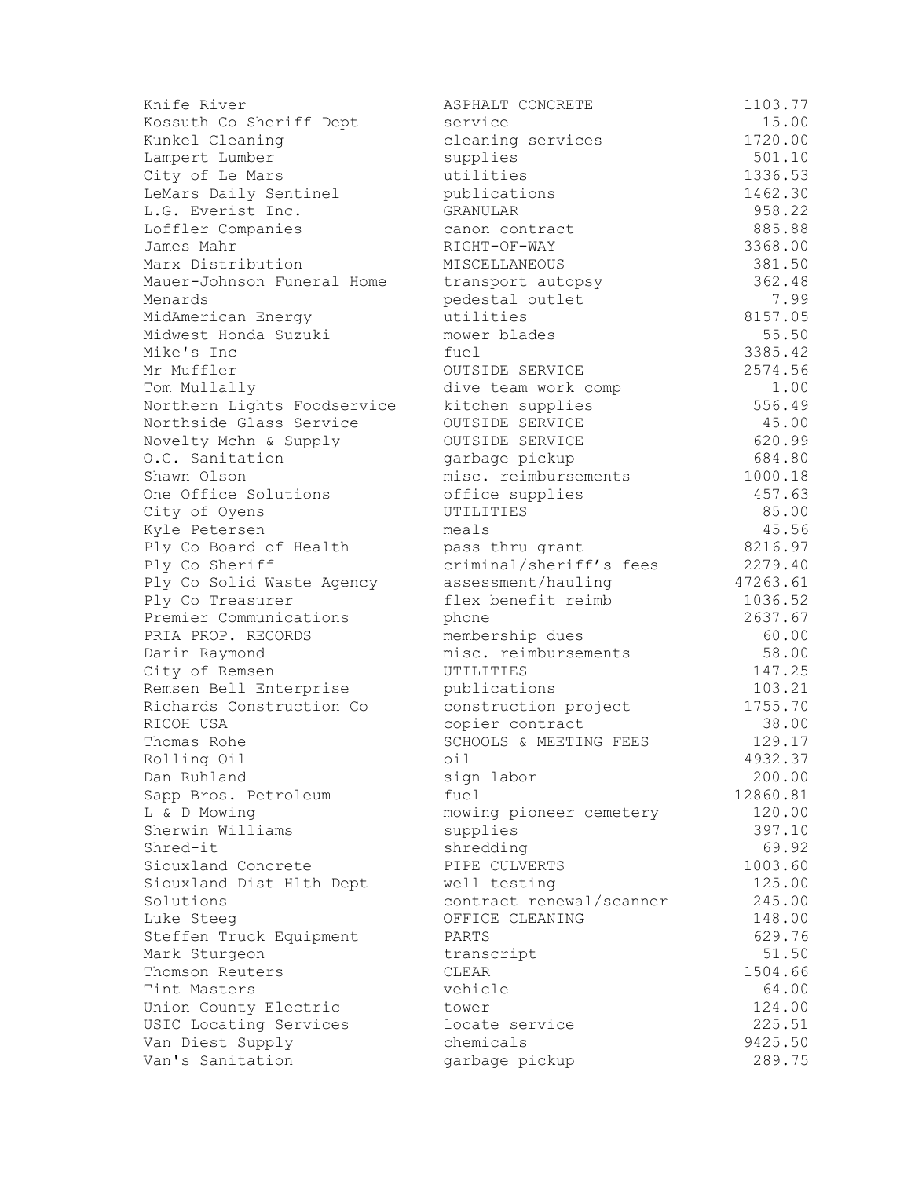| | | |
|---|---|---|
| Knife River | ASPHALT CONCRETE | 1103.77 |
| Kossuth Co Sheriff Dept | service | 15.00 |
| Kunkel Cleaning | cleaning services | 1720.00 |
| Lampert Lumber | supplies | 501.10 |
| City of Le Mars | utilities | 1336.53 |
| LeMars Daily Sentinel | publications | 1462.30 |
| L.G. Everist Inc. | GRANULAR | 958.22 |
| Loffler Companies | canon contract | 885.88 |
| James Mahr | RIGHT-OF-WAY | 3368.00 |
| Marx Distribution | MISCELLANEOUS | 381.50 |
| Mauer-Johnson Funeral Home | transport autopsy | 362.48 |
| Menards | pedestal outlet | 7.99 |
| MidAmerican Energy | utilities | 8157.05 |
| Midwest Honda Suzuki | mower blades | 55.50 |
| Mike's Inc | fuel | 3385.42 |
| Mr Muffler | OUTSIDE SERVICE | 2574.56 |
| Tom Mullally | dive team work comp | 1.00 |
| Northern Lights Foodservice | kitchen supplies | 556.49 |
| Northside Glass Service | OUTSIDE SERVICE | 45.00 |
| Novelty Mchn & Supply | OUTSIDE SERVICE | 620.99 |
| O.C. Sanitation | garbage pickup | 684.80 |
| Shawn Olson | misc. reimbursements | 1000.18 |
| One Office Solutions | office supplies | 457.63 |
| City of Oyens | UTILITIES | 85.00 |
| Kyle Petersen | meals | 45.56 |
| Ply Co Board of Health | pass thru grant | 8216.97 |
| Ply Co Sheriff | criminal/sheriff's fees | 2279.40 |
| Ply Co Solid Waste Agency | assessment/hauling | 47263.61 |
| Ply Co Treasurer | flex benefit reimb | 1036.52 |
| Premier Communications | phone | 2637.67 |
| PRIA PROP. RECORDS | membership dues | 60.00 |
| Darin Raymond | misc. reimbursements | 58.00 |
| City of Remsen | UTILITIES | 147.25 |
| Remsen Bell Enterprise | publications | 103.21 |
| Richards Construction Co | construction project | 1755.70 |
| RICOH USA | copier contract | 38.00 |
| Thomas Rohe | SCHOOLS & MEETING FEES | 129.17 |
| Rolling Oil | oil | 4932.37 |
| Dan Ruhland | sign labor | 200.00 |
| Sapp Bros. Petroleum | fuel | 12860.81 |
| L & D Mowing | mowing pioneer cemetery | 120.00 |
| Sherwin Williams | supplies | 397.10 |
| Shred-it | shredding | 69.92 |
| Siouxland Concrete | PIPE CULVERTS | 1003.60 |
| Siouxland Dist Hlth Dept | well testing | 125.00 |
| Solutions | contract renewal/scanner | 245.00 |
| Luke Steeg | OFFICE CLEANING | 148.00 |
| Steffen Truck Equipment | PARTS | 629.76 |
| Mark Sturgeon | transcript | 51.50 |
| Thomson Reuters | CLEAR | 1504.66 |
| Tint Masters | vehicle | 64.00 |
| Union County Electric | tower | 124.00 |
| USIC Locating Services | locate service | 225.51 |
| Van Diest Supply | chemicals | 9425.50 |
| Van's Sanitation | garbage pickup | 289.75 |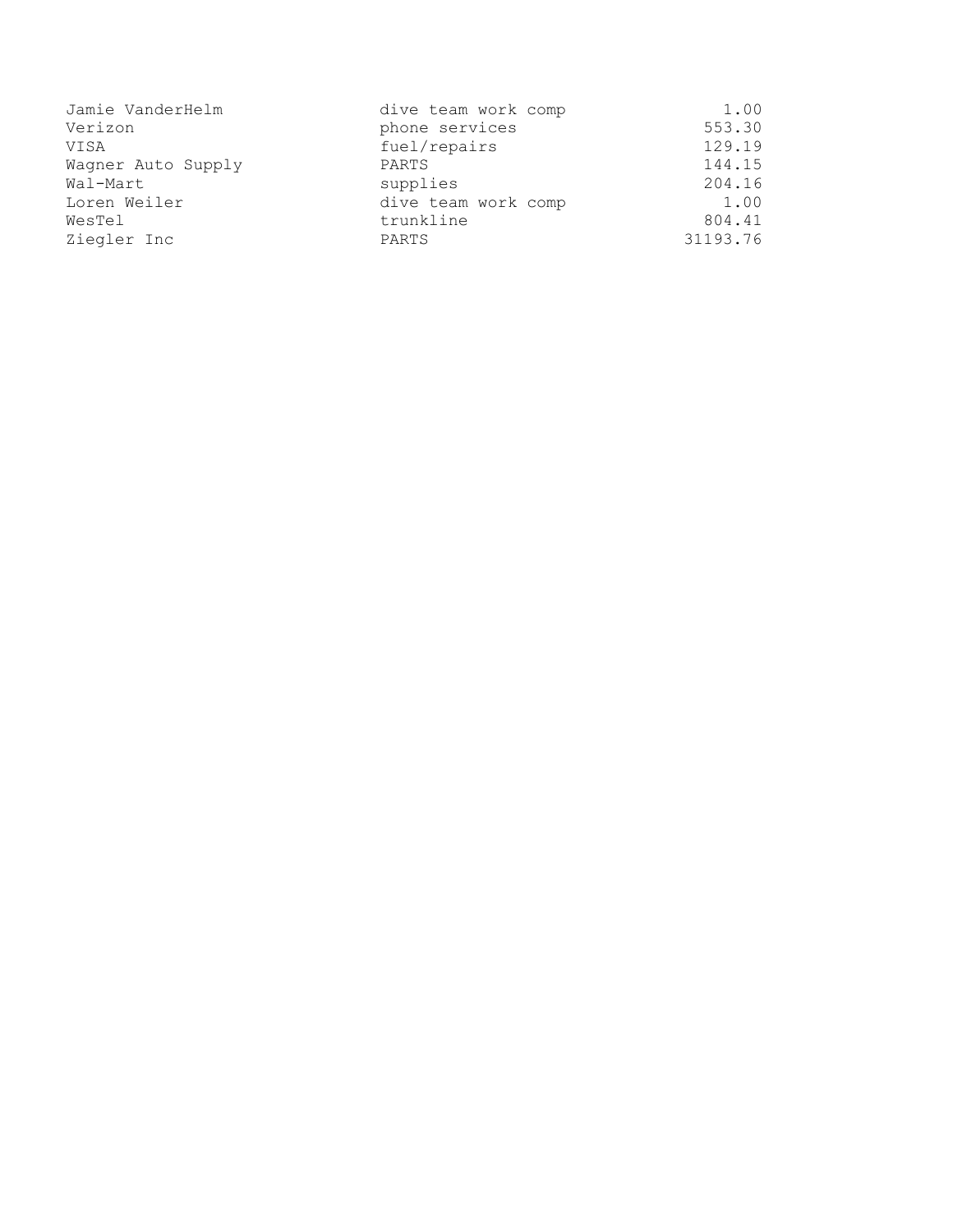| | | |
|---|---|---|
| Jamie VanderHelm | dive team work comp | 1.00 |
| Verizon | phone services | 553.30 |
| VISA | fuel/repairs | 129.19 |
| Wagner Auto Supply | PARTS | 144.15 |
| Wal-Mart | supplies | 204.16 |
| Loren Weiler | dive team work comp | 1.00 |
| WesTel | trunkline | 804.41 |
| Ziegler Inc | PARTS | 31193.76 |